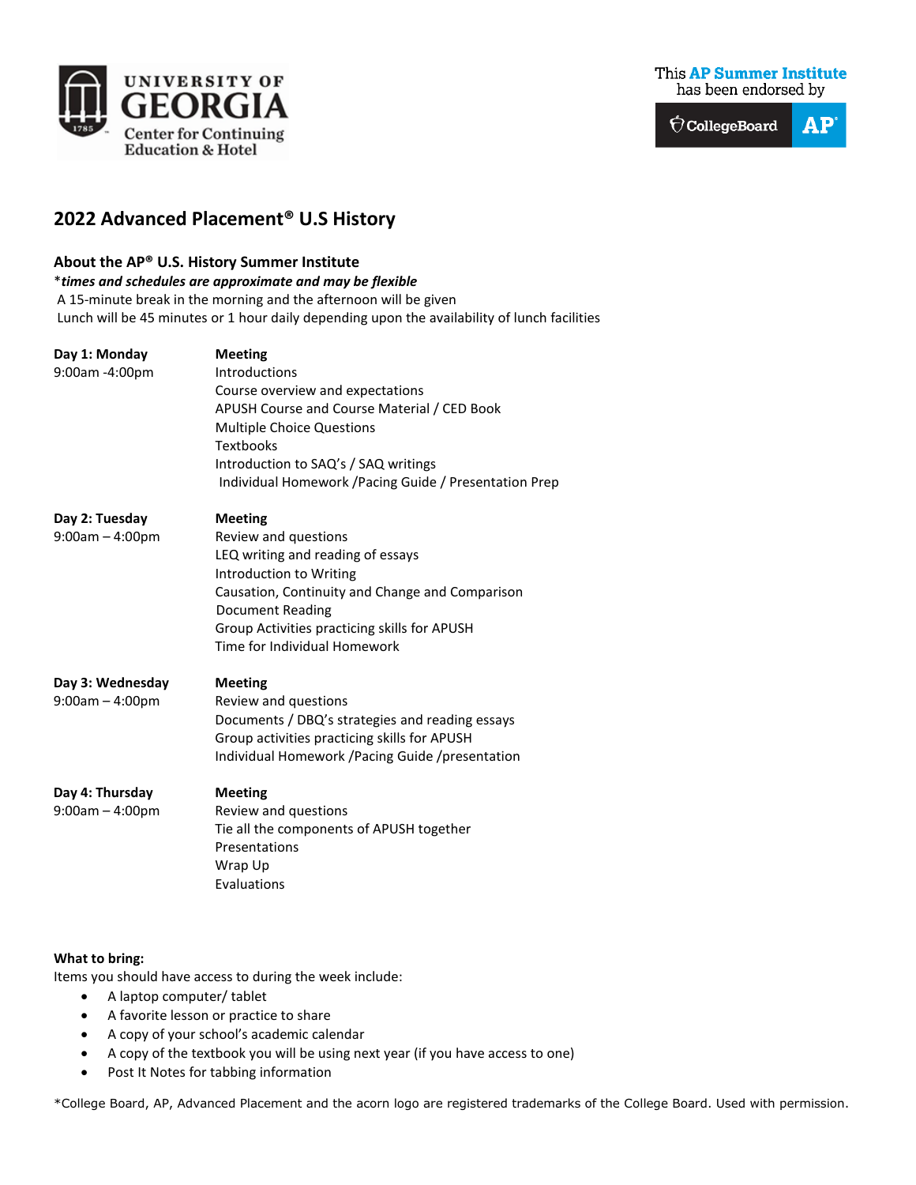UNIVERSITY OF GEORGIA
Center for Continuing Education & Hotel

This **AP Summer Institute** has been endorsed by CollegeBoard AP

# 2022 Advanced Placement® U.S History

## About the AP® U.S. History Summer Institute

**\****times and schedules are approximate and may be flexible***

A 15-minute break in the morning and the afternoon will be given

Lunch will be 45 minutes or 1 hour daily depending upon the availability of lunch facilities

| | |
|---|---|
| **Day 1: Monday**<br>9:00am -4:00pm | **Meeting**<br>Introductions<br>Course overview and expectations<br>APUSH Course and Course Material / CED Book<br>Multiple Choice Questions<br>Textbooks<br>Introduction to SAQ's / SAQ writings<br>Individual Homework /Pacing Guide / Presentation Prep |
| **Day 2: Tuesday**<br>9:00am – 4:00pm | **Meeting**<br>Review and questions<br>LEQ writing and reading of essays<br>Introduction to Writing<br>Causation, Continuity and Change and Comparison<br>Document Reading<br>Group Activities practicing skills for APUSH<br>Time for Individual Homework |
| **Day 3: Wednesday**<br>9:00am – 4:00pm | **Meeting**<br>Review and questions<br>Documents / DBQ's strategies and reading essays<br>Group activities practicing skills for APUSH<br>Individual Homework /Pacing Guide /presentation |
| **Day 4: Thursday**<br>9:00am – 4:00pm | **Meeting**<br>Review and questions<br>Tie all the components of APUSH together<br>Presentations<br>Wrap Up<br>Evaluations |

**What to bring:**

Items you should have access to during the week include:

- A laptop computer/ tablet
- A favorite lesson or practice to share
- A copy of your school's academic calendar
- A copy of the textbook you will be using next year (if you have access to one)
- Post It Notes for tabbing information

*College Board, AP, Advanced Placement and the acorn logo are registered trademarks of the College Board. Used with permission.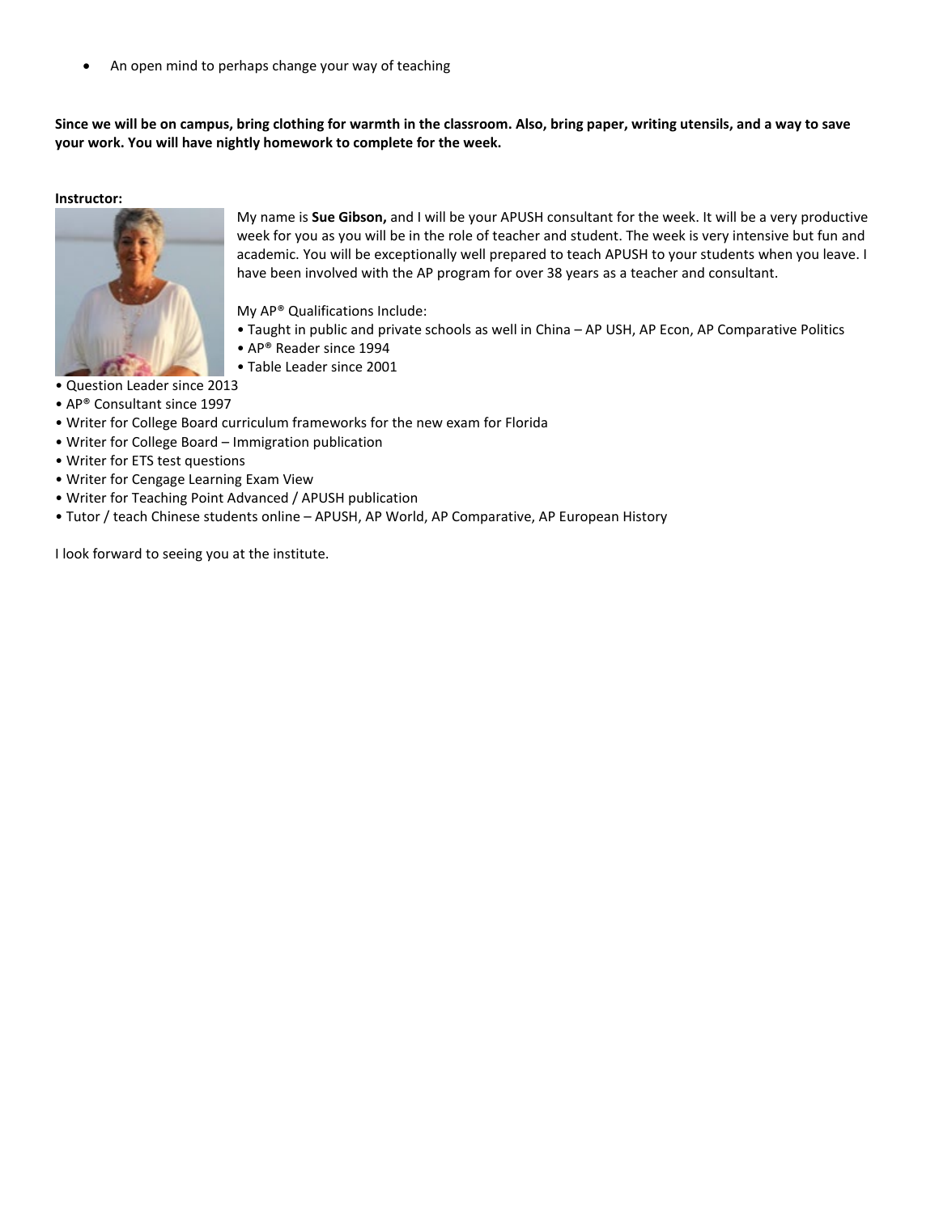- An open mind to perhaps change your way of teaching

**Since we will be on campus, bring clothing for warmth in the classroom. Also, bring paper, writing utensils, and a way to save your work. You will have nightly homework to complete for the week.**

**Instructor:**

My name is **Sue Gibson,** and I will be your APUSH consultant for the week. It will be a very productive week for you as you will be in the role of teacher and student. The week is very intensive but fun and academic. You will be exceptionally well prepared to teach APUSH to your students when you leave. I have been involved with the AP program for over 38 years as a teacher and consultant.

My AP® Qualifications Include:

- Taught in public and private schools as well in China – AP USH, AP Econ, AP Comparative Politics
- AP® Reader since 1994
- Table Leader since 2001
- Question Leader since 2013
- AP® Consultant since 1997
- Writer for College Board curriculum frameworks for the new exam for Florida
- Writer for College Board – Immigration publication
- Writer for ETS test questions
- Writer for Cengage Learning Exam View
- Writer for Teaching Point Advanced / APUSH publication
- Tutor / teach Chinese students online – APUSH, AP World, AP Comparative, AP European History

I look forward to seeing you at the institute.